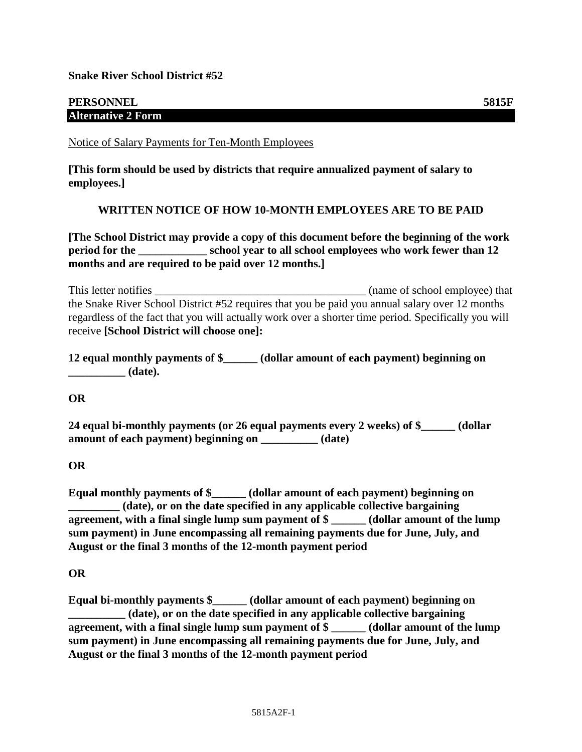**Snake River School District #52**

**PERSONNEL 5815F**

**Alternative 2 Form**

Notice of Salary Payments for Ten-Month Employees

**[This form should be used by districts that require annualized payment of salary to employees.]**

**WRITTEN NOTICE OF HOW 10-MONTH EMPLOYEES ARE TO BE PAID**

**[The School District may provide a copy of this document before the beginning of the work period for the ____________ school year to all school employees who work fewer than 12 months and are required to be paid over 12 months.]**

This letter notifies ______________________________________ (name of school employee) that the Snake River School District #52 requires that you be paid you annual salary over 12 months regardless of the fact that you will actually work over a shorter time period. Specifically you will receive **[School District will choose one]:**

**12 equal monthly payments of $______ (dollar amount of each payment) beginning on __________ (date).**

**OR**

**24 equal bi-monthly payments (or 26 equal payments every 2 weeks) of $______ (dollar amount of each payment) beginning on __________ (date)**

**OR**

**Equal monthly payments of $______ (dollar amount of each payment) beginning on _________ (date), or on the date specified in any applicable collective bargaining agreement, with a final single lump sum payment of $ ______ (dollar amount of the lump sum payment) in June encompassing all remaining payments due for June, July, and August or the final 3 months of the 12-month payment period**

**OR**

**Equal bi-monthly payments $______ (dollar amount of each payment) beginning on __________ (date), or on the date specified in any applicable collective bargaining agreement, with a final single lump sum payment of $ ______ (dollar amount of the lump sum payment) in June encompassing all remaining payments due for June, July, and August or the final 3 months of the 12-month payment period**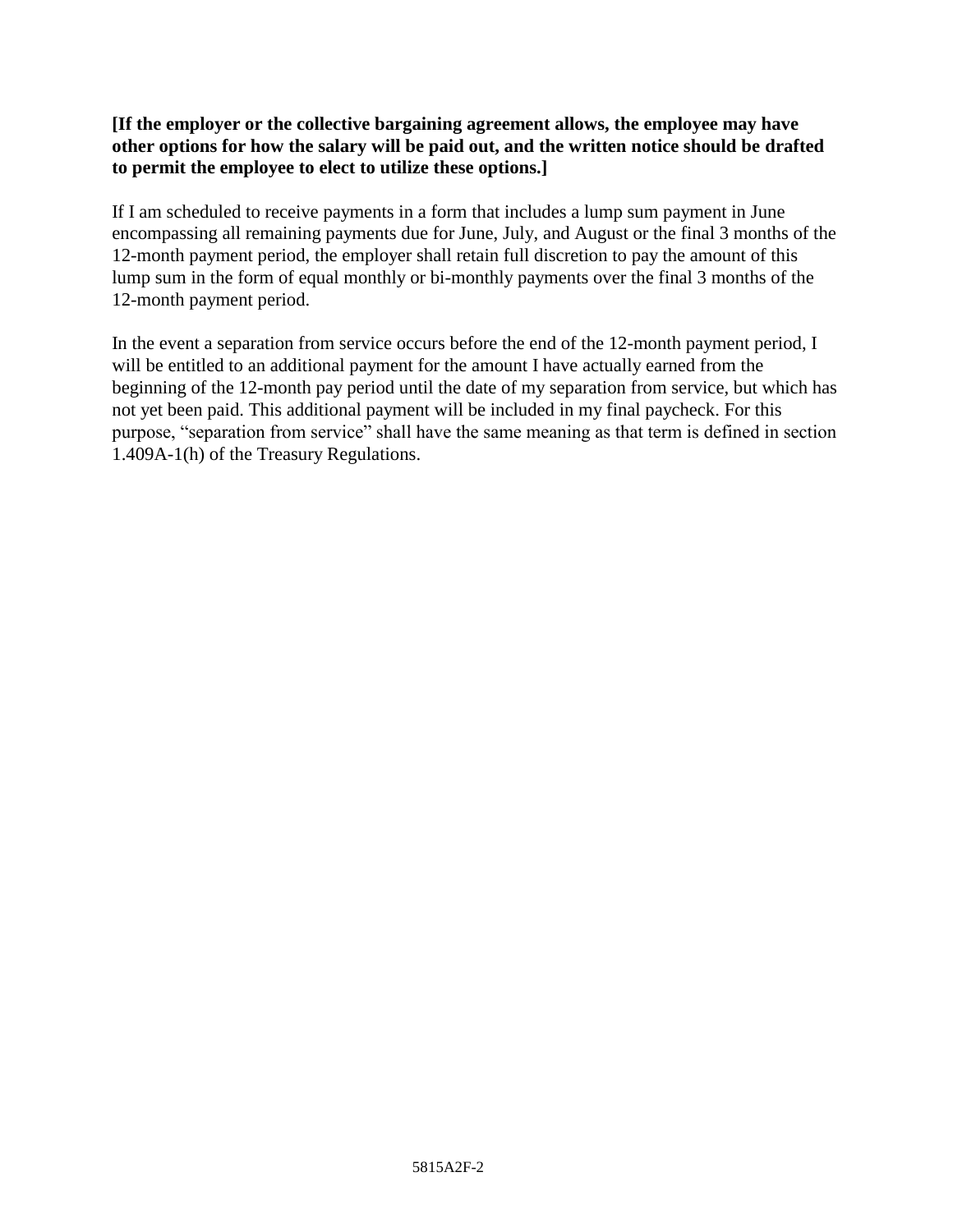**[If the employer or the collective bargaining agreement allows, the employee may have other options for how the salary will be paid out, and the written notice should be drafted to permit the employee to elect to utilize these options.]**

If I am scheduled to receive payments in a form that includes a lump sum payment in June encompassing all remaining payments due for June, July, and August or the final 3 months of the 12-month payment period, the employer shall retain full discretion to pay the amount of this lump sum in the form of equal monthly or bi-monthly payments over the final 3 months of the 12-month payment period.

In the event a separation from service occurs before the end of the 12-month payment period, I will be entitled to an additional payment for the amount I have actually earned from the beginning of the 12-month pay period until the date of my separation from service, but which has not yet been paid. This additional payment will be included in my final paycheck. For this purpose, "separation from service" shall have the same meaning as that term is defined in section 1.409A-1(h) of the Treasury Regulations.